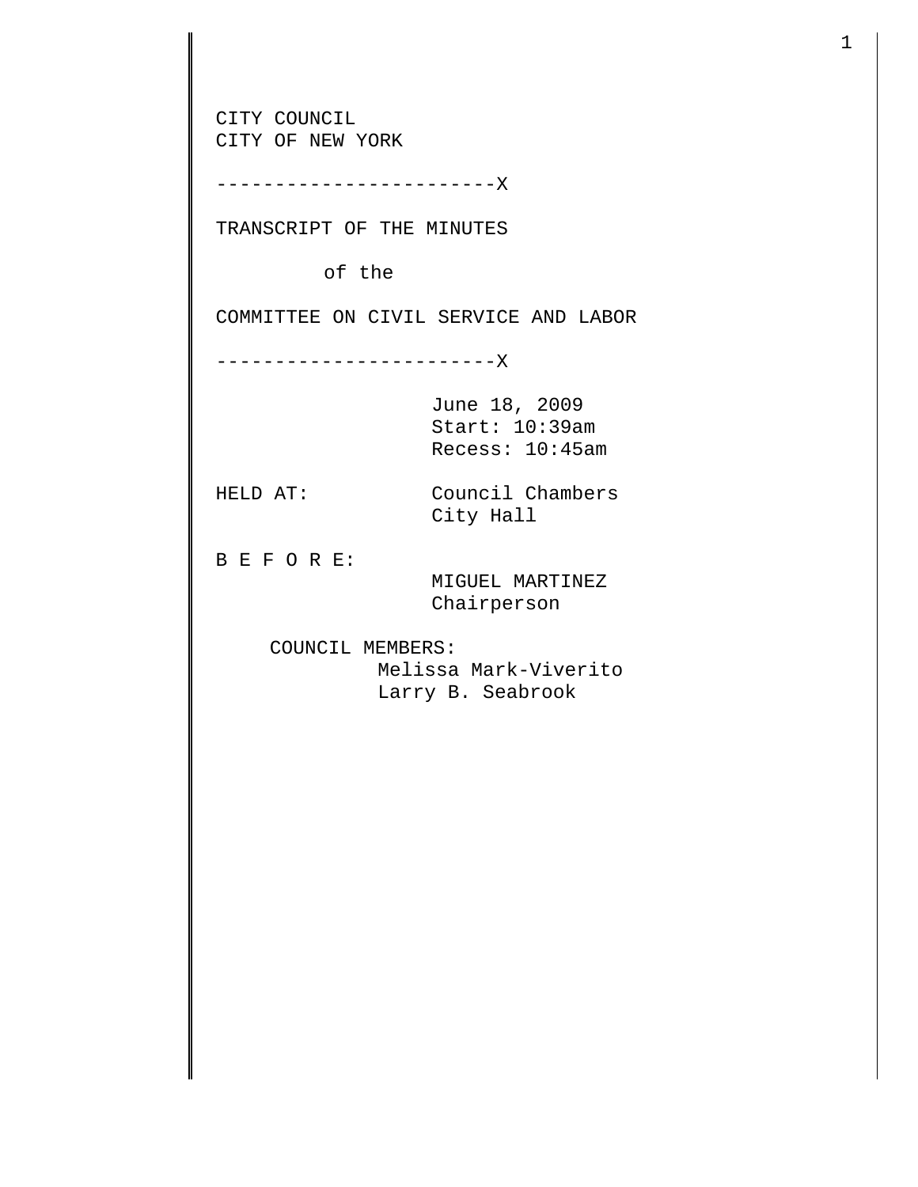CITY COUNCIL
CITY OF NEW YORK

------------------------X

TRANSCRIPT OF THE MINUTES

of the

COMMITTEE ON CIVIL SERVICE AND LABOR

------------------------X

June 18, 2009
Start: 10:39am
Recess: 10:45am

HELD AT: Council Chambers
City Hall

B E F O R E:

MIGUEL MARTINEZ
Chairperson

COUNCIL MEMBERS:

Melissa Mark-Viverito
Larry B. Seabrook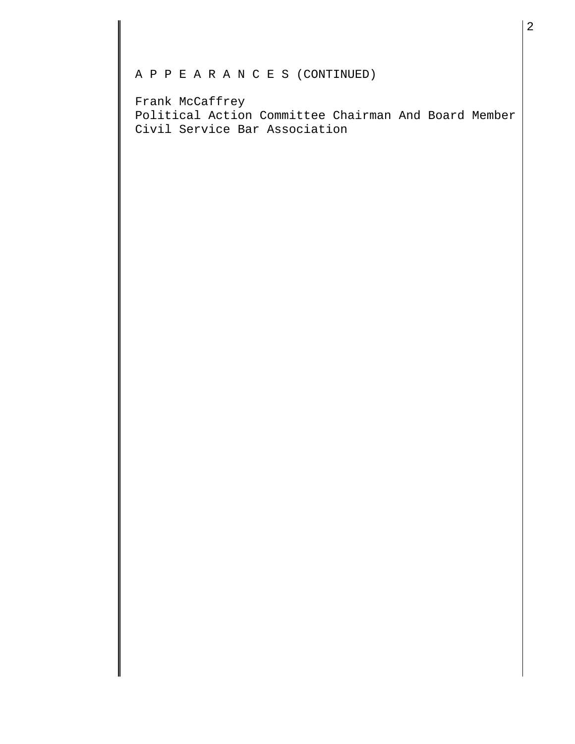A P P E A R A N C E S (CONTINUED)

Frank McCaffrey
Political Action Committee Chairman And Board Member
Civil Service Bar Association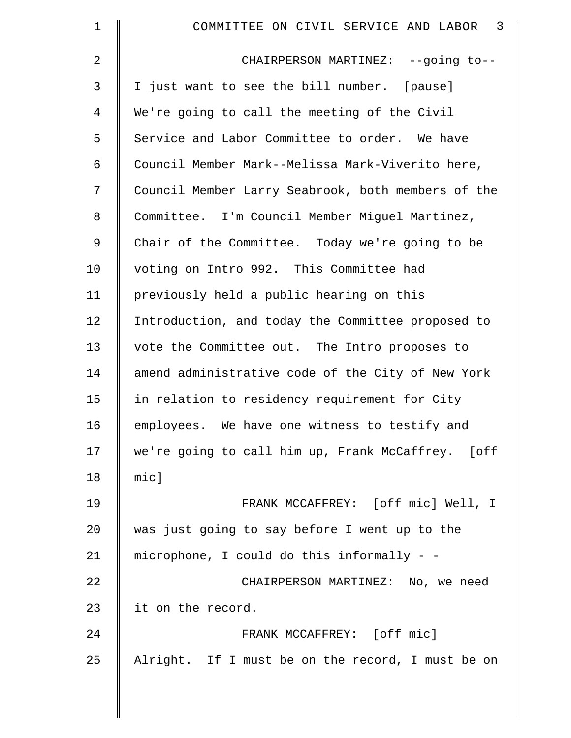CHAIRPERSON MARTINEZ: --going to-- I just want to see the bill number. [pause] We're going to call the meeting of the Civil Service and Labor Committee to order. We have Council Member Mark--Melissa Mark-Viverito here, Council Member Larry Seabrook, both members of the Committee. I'm Council Member Miguel Martinez, Chair of the Committee. Today we're going to be voting on Intro 992. This Committee had previously held a public hearing on this Introduction, and today the Committee proposed to vote the Committee out. The Intro proposes to amend administrative code of the City of New York in relation to residency requirement for City employees. We have one witness to testify and we're going to call him up, Frank McCaffrey. [off mic]

FRANK MCCAFFREY: [off mic] Well, I was just going to say before I went up to the microphone, I could do this informally - -

CHAIRPERSON MARTINEZ: No, we need it on the record.

FRANK MCCAFFREY: [off mic] Alright. If I must be on the record, I must be on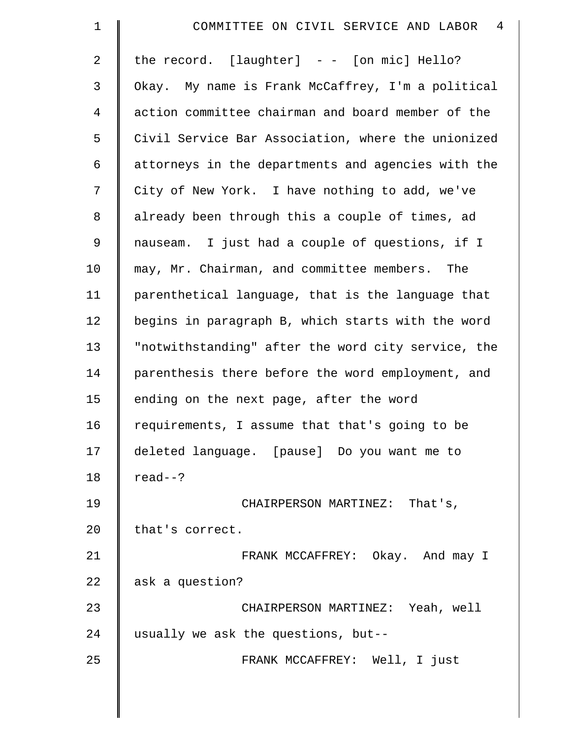the record. [laughter] - - [on mic] Hello? Okay. My name is Frank McCaffrey, I'm a political action committee chairman and board member of the Civil Service Bar Association, where the unionized attorneys in the departments and agencies with the City of New York. I have nothing to add, we've already been through this a couple of times, ad nauseam. I just had a couple of questions, if I may, Mr. Chairman, and committee members. The parenthetical language, that is the language that begins in paragraph B, which starts with the word "notwithstanding" after the word city service, the parenthesis there before the word employment, and ending on the next page, after the word requirements, I assume that that's going to be deleted language. [pause] Do you want me to read--?

CHAIRPERSON MARTINEZ: That's, that's correct.

FRANK MCCAFFREY: Okay. And may I ask a question?

CHAIRPERSON MARTINEZ: Yeah, well usually we ask the questions, but--

FRANK MCCAFFREY: Well, I just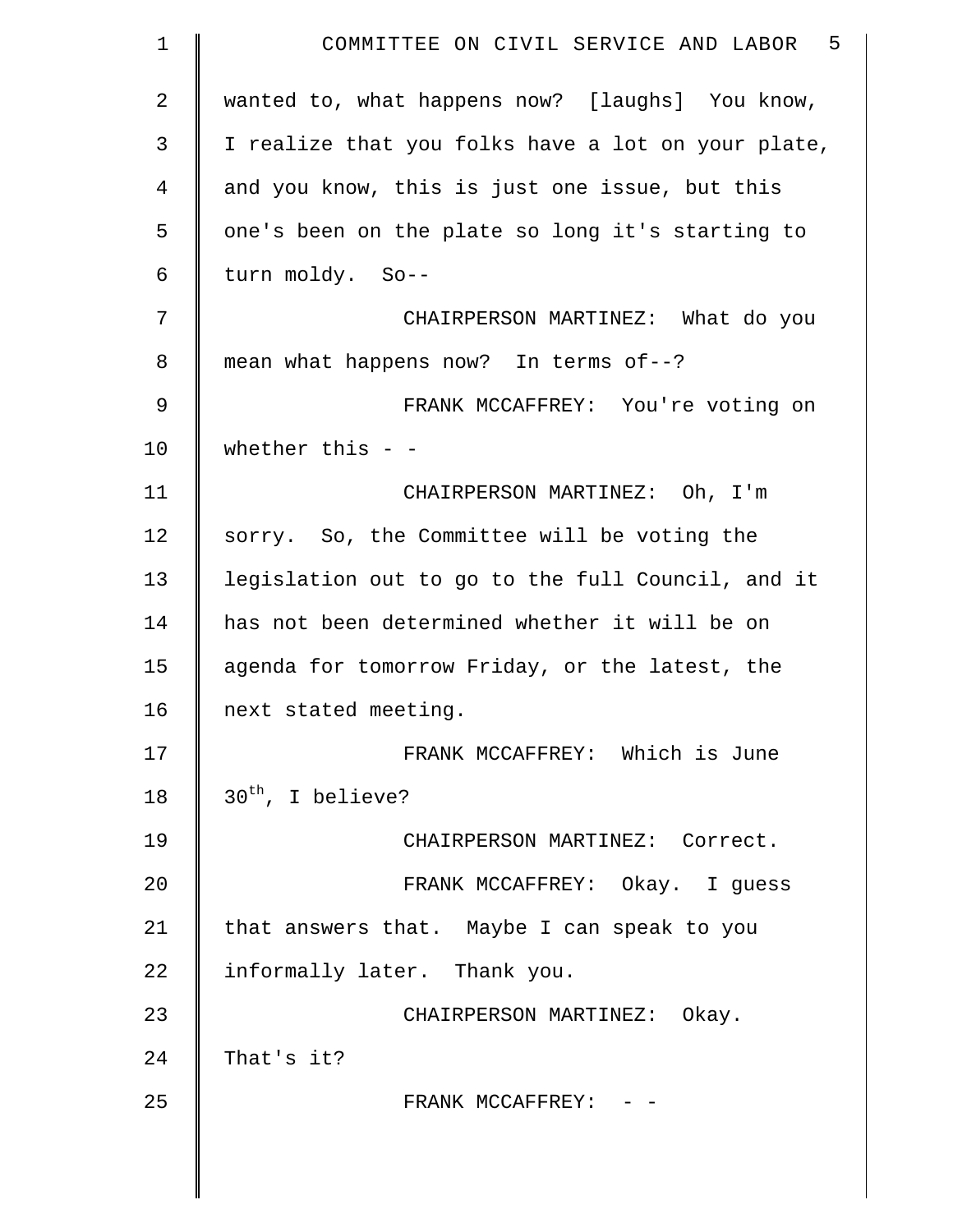wanted to, what happens now? [laughs] You know, I realize that you folks have a lot on your plate, and you know, this is just one issue, but this one's been on the plate so long it's starting to turn moldy. So--

CHAIRPERSON MARTINEZ: What do you mean what happens now? In terms of--?

FRANK MCCAFFREY: You're voting on whether this - -

CHAIRPERSON MARTINEZ: Oh, I'm sorry. So, the Committee will be voting the legislation out to go to the full Council, and it has not been determined whether it will be on agenda for tomorrow Friday, or the latest, the next stated meeting.

FRANK MCCAFFREY: Which is June 30th, I believe?

CHAIRPERSON MARTINEZ: Correct.

FRANK MCCAFFREY: Okay. I guess that answers that. Maybe I can speak to you informally later. Thank you.

CHAIRPERSON MARTINEZ: Okay. That's it?

FRANK MCCAFFREY: - -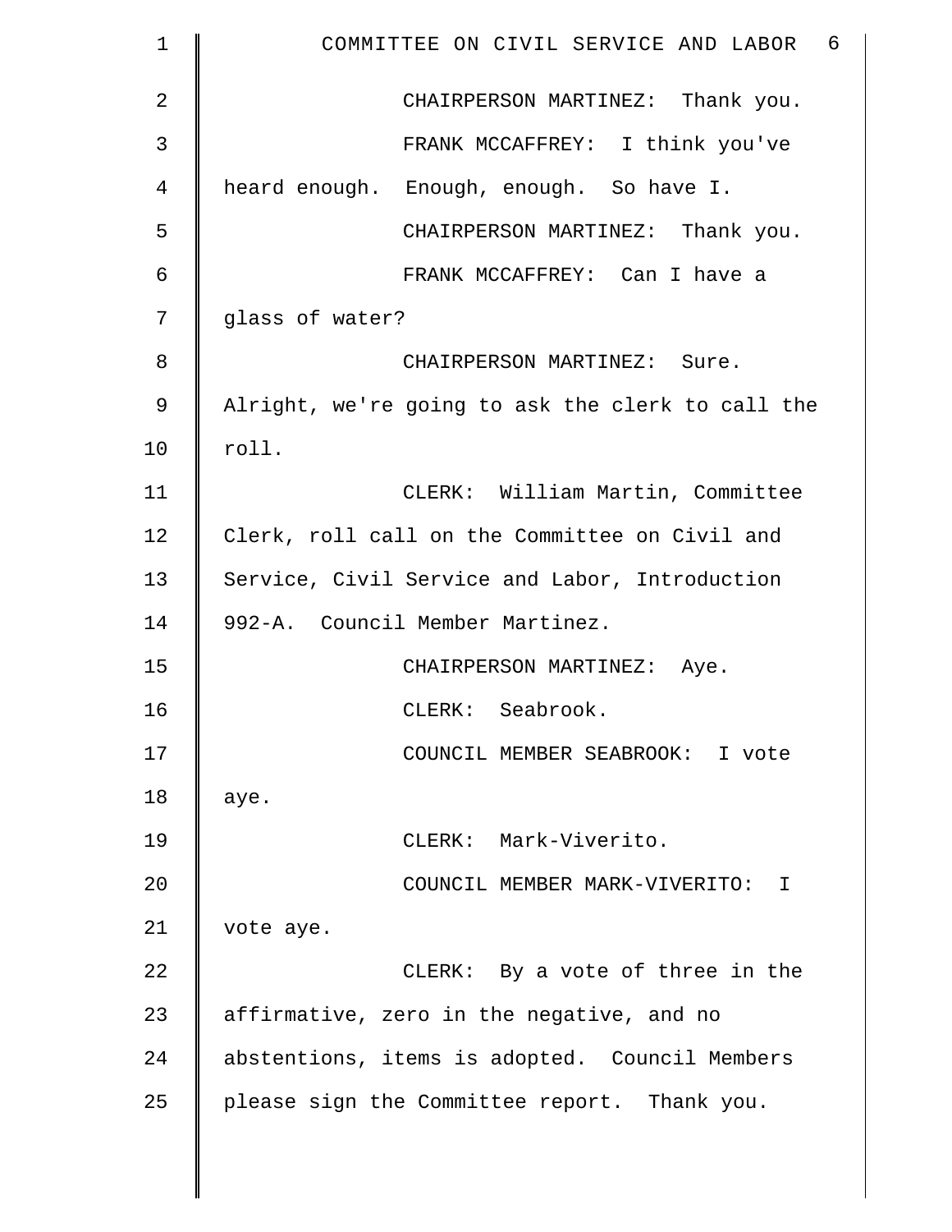CHAIRPERSON MARTINEZ: Thank you.

FRANK MCCAFFREY: I think you've heard enough. Enough, enough. So have I.

CHAIRPERSON MARTINEZ: Thank you.

FRANK MCCAFFREY: Can I have a glass of water?

CHAIRPERSON MARTINEZ: Sure. Alright, we're going to ask the clerk to call the roll.

CLERK: William Martin, Committee Clerk, roll call on the Committee on Civil and Service, Civil Service and Labor, Introduction 992-A. Council Member Martinez.

CHAIRPERSON MARTINEZ: Aye.

CLERK: Seabrook.

COUNCIL MEMBER SEABROOK: I vote aye.

CLERK: Mark-Viverito.

COUNCIL MEMBER MARK-VIVERITO: I vote aye.

CLERK: By a vote of three in the affirmative, zero in the negative, and no abstentions, items is adopted. Council Members please sign the Committee report. Thank you.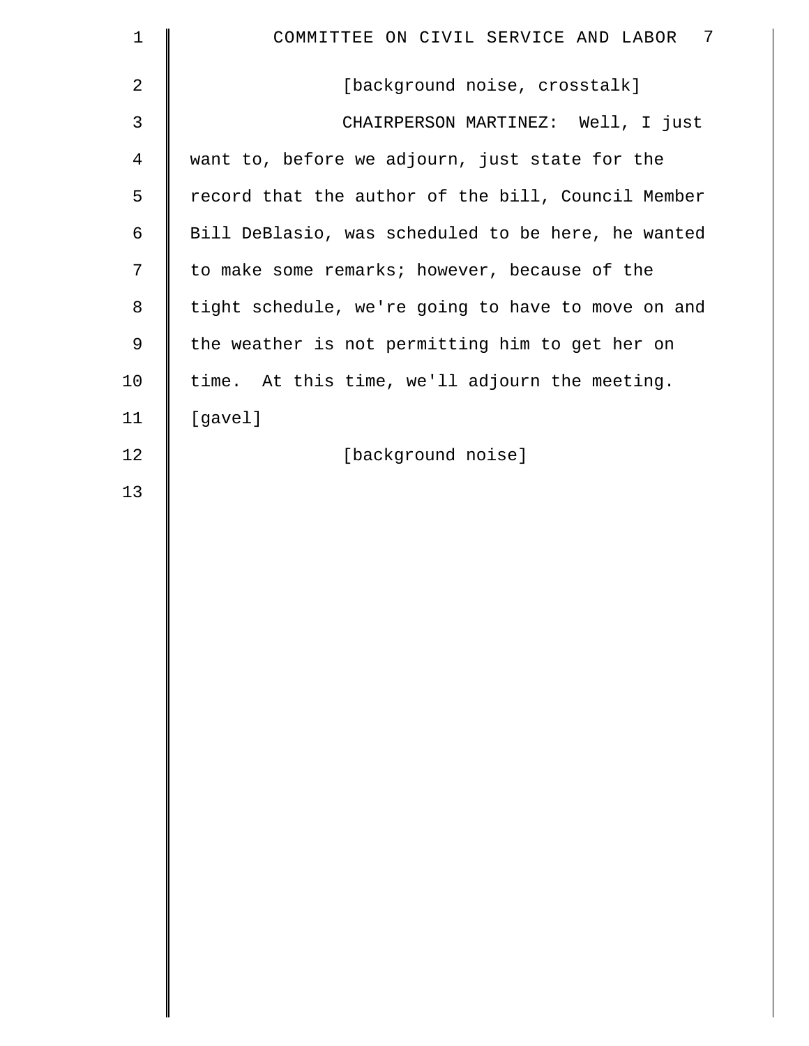[background noise, crosstalk]

CHAIRPERSON MARTINEZ: Well, I just want to, before we adjourn, just state for the record that the author of the bill, Council Member Bill DeBlasio, was scheduled to be here, he wanted to make some remarks; however, because of the tight schedule, we're going to have to move on and the weather is not permitting him to get her on time. At this time, we'll adjourn the meeting. [gavel]

[background noise]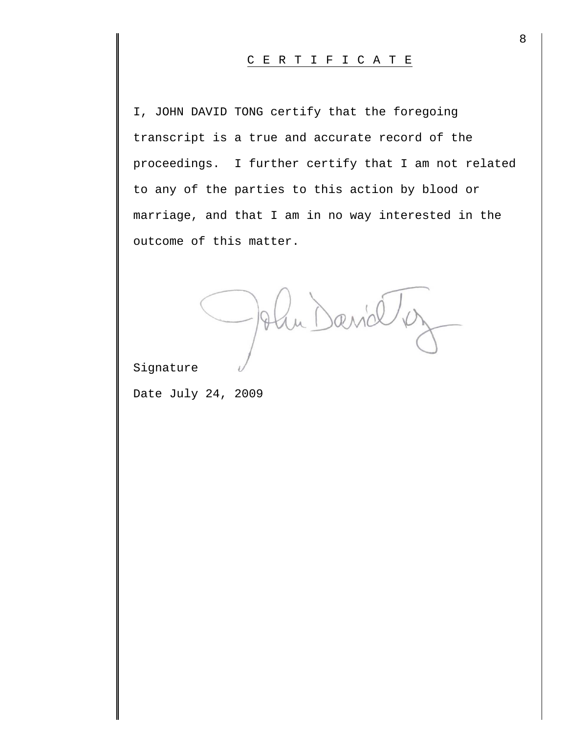# C E R T I F I C A T E

I, JOHN DAVID TONG certify that the foregoing transcript is a true and accurate record of the proceedings. I further certify that I am not related to any of the parties to this action by blood or marriage, and that I am in no way interested in the outcome of this matter.

Signature

Date July 24, 2009